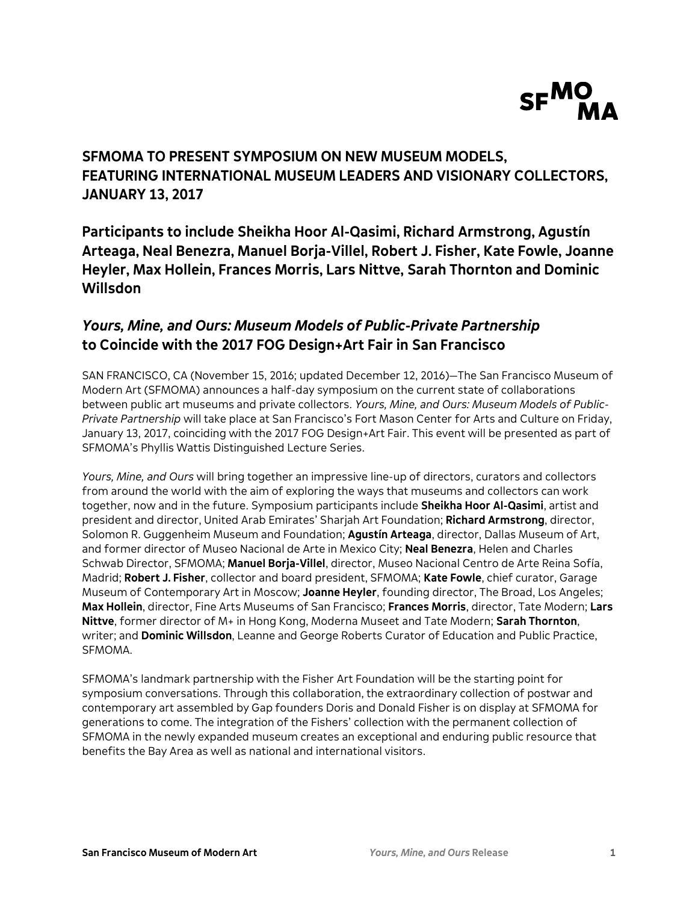SFMOMA

# SFMOMA TO PRESENT SYMPOSIUM ON NEW MUSEUM MODELS, FEATURING INTERNATIONAL MUSEUM LEADERS AND VISIONARY COLLECTORS, JANUARY 13, 2017

## Participants to include Sheikha Hoor Al-Qasimi, Richard Armstrong, Agustín Arteaga, Neal Benezra, Manuel Borja-Villel, Robert J. Fisher, Kate Fowle, Joanne Heyler, Max Hollein, Frances Morris, Lars Nittve, Sarah Thornton and Dominic Willsdon

## *Yours, Mine, and Ours: Museum Models of Public-Private Partnership* to Coincide with the 2017 FOG Design+Art Fair in San Francisco

SAN FRANCISCO, CA (November 15, 2016; updated December 12, 2016)—The San Francisco Museum of Modern Art (SFMOMA) announces a half-day symposium on the current state of collaborations between public art museums and private collectors. *Yours, Mine, and Ours: Museum Models of Public-Private Partnership* will take place at San Francisco's Fort Mason Center for Arts and Culture on Friday, January 13, 2017, coinciding with the 2017 FOG Design+Art Fair. This event will be presented as part of SFMOMA's Phyllis Wattis Distinguished Lecture Series.

*Yours, Mine, and Ours* will bring together an impressive line-up of directors, curators and collectors from around the world with the aim of exploring the ways that museums and collectors can work together, now and in the future. Symposium participants include **Sheikha Hoor Al-Qasimi**, artist and president and director, United Arab Emirates' Sharjah Art Foundation; **Richard Armstrong**, director, Solomon R. Guggenheim Museum and Foundation; **Agustín Arteaga**, director, Dallas Museum of Art, and former director of Museo Nacional de Arte in Mexico City; **Neal Benezra**, Helen and Charles Schwab Director, SFMOMA; **Manuel Borja-Villel**, director, Museo Nacional Centro de Arte Reina Sofía, Madrid; **Robert J. Fisher**, collector and board president, SFMOMA; **Kate Fowle**, chief curator, Garage Museum of Contemporary Art in Moscow; **Joanne Heyler**, founding director, The Broad, Los Angeles; **Max Hollein**, director, Fine Arts Museums of San Francisco; **Frances Morris**, director, Tate Modern; **Lars Nittve**, former director of M+ in Hong Kong, Moderna Museet and Tate Modern; **Sarah Thornton**, writer; and **Dominic Willsdon**, Leanne and George Roberts Curator of Education and Public Practice, SFMOMA.

SFMOMA's landmark partnership with the Fisher Art Foundation will be the starting point for symposium conversations. Through this collaboration, the extraordinary collection of postwar and contemporary art assembled by Gap founders Doris and Donald Fisher is on display at SFMOMA for generations to come. The integration of the Fishers' collection with the permanent collection of SFMOMA in the newly expanded museum creates an exceptional and enduring public resource that benefits the Bay Area as well as national and international visitors.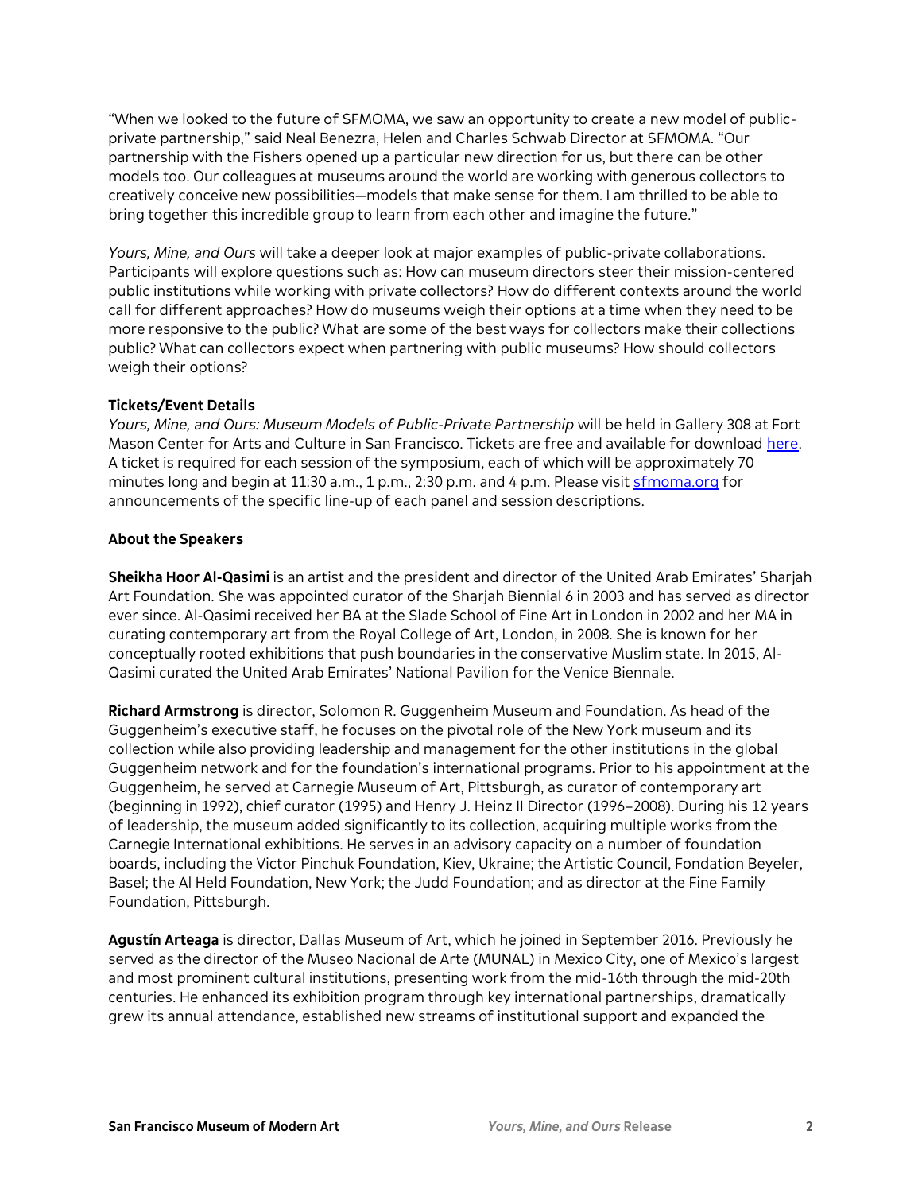"When we looked to the future of SFMOMA, we saw an opportunity to create a new model of public-private partnership," said Neal Benezra, Helen and Charles Schwab Director at SFMOMA. "Our partnership with the Fishers opened up a particular new direction for us, but there can be other models too. Our colleagues at museums around the world are working with generous collectors to creatively conceive new possibilities—models that make sense for them. I am thrilled to be able to bring together this incredible group to learn from each other and imagine the future."

*Yours, Mine, and Ours* will take a deeper look at major examples of public-private collaborations. Participants will explore questions such as: How can museum directors steer their mission-centered public institutions while working with private collectors? How do different contexts around the world call for different approaches? How do museums weigh their options at a time when they need to be more responsive to the public? What are some of the best ways for collectors make their collections public? What can collectors expect when partnering with public museums? How should collectors weigh their options?

**Tickets/Event Details**
*Yours, Mine, and Ours: Museum Models of Public-Private Partnership* will be held in Gallery 308 at Fort Mason Center for Arts and Culture in San Francisco. Tickets are free and available for download here. A ticket is required for each session of the symposium, each of which will be approximately 70 minutes long and begin at 11:30 a.m., 1 p.m., 2:30 p.m. and 4 p.m. Please visit sfmoma.org for announcements of the specific line-up of each panel and session descriptions.

**About the Speakers**

**Sheikha Hoor Al-Qasimi** is an artist and the president and director of the United Arab Emirates' Sharjah Art Foundation. She was appointed curator of the Sharjah Biennial 6 in 2003 and has served as director ever since. Al-Qasimi received her BA at the Slade School of Fine Art in London in 2002 and her MA in curating contemporary art from the Royal College of Art, London, in 2008. She is known for her conceptually rooted exhibitions that push boundaries in the conservative Muslim state. In 2015, Al-Qasimi curated the United Arab Emirates' National Pavilion for the Venice Biennale.

**Richard Armstrong** is director, Solomon R. Guggenheim Museum and Foundation. As head of the Guggenheim's executive staff, he focuses on the pivotal role of the New York museum and its collection while also providing leadership and management for the other institutions in the global Guggenheim network and for the foundation's international programs. Prior to his appointment at the Guggenheim, he served at Carnegie Museum of Art, Pittsburgh, as curator of contemporary art (beginning in 1992), chief curator (1995) and Henry J. Heinz II Director (1996–2008). During his 12 years of leadership, the museum added significantly to its collection, acquiring multiple works from the Carnegie International exhibitions. He serves in an advisory capacity on a number of foundation boards, including the Victor Pinchuk Foundation, Kiev, Ukraine; the Artistic Council, Fondation Beyeler, Basel; the Al Held Foundation, New York; the Judd Foundation; and as director at the Fine Family Foundation, Pittsburgh.

**Agustín Arteaga** is director, Dallas Museum of Art, which he joined in September 2016. Previously he served as the director of the Museo Nacional de Arte (MUNAL) in Mexico City, one of Mexico's largest and most prominent cultural institutions, presenting work from the mid-16th through the mid-20th centuries. He enhanced its exhibition program through key international partnerships, dramatically grew its annual attendance, established new streams of institutional support and expanded the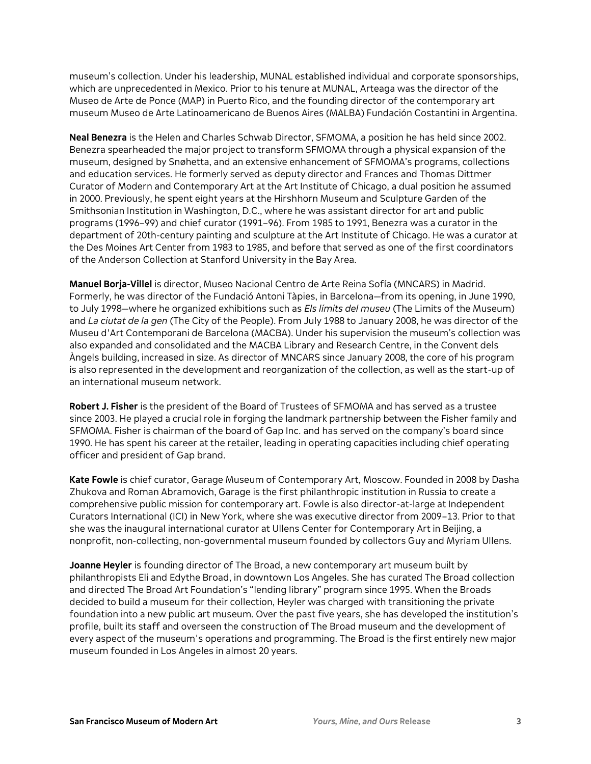museum's collection. Under his leadership, MUNAL established individual and corporate sponsorships, which are unprecedented in Mexico. Prior to his tenure at MUNAL, Arteaga was the director of the Museo de Arte de Ponce (MAP) in Puerto Rico, and the founding director of the contemporary art museum Museo de Arte Latinoamericano de Buenos Aires (MALBA) Fundación Costantini in Argentina.

**Neal Benezra** is the Helen and Charles Schwab Director, SFMOMA, a position he has held since 2002. Benezra spearheaded the major project to transform SFMOMA through a physical expansion of the museum, designed by Snøhetta, and an extensive enhancement of SFMOMA's programs, collections and education services. He formerly served as deputy director and Frances and Thomas Dittmer Curator of Modern and Contemporary Art at the Art Institute of Chicago, a dual position he assumed in 2000. Previously, he spent eight years at the Hirshhorn Museum and Sculpture Garden of the Smithsonian Institution in Washington, D.C., where he was assistant director for art and public programs (1996–99) and chief curator (1991–96). From 1985 to 1991, Benezra was a curator in the department of 20th-century painting and sculpture at the Art Institute of Chicago. He was a curator at the Des Moines Art Center from 1983 to 1985, and before that served as one of the first coordinators of the Anderson Collection at Stanford University in the Bay Area.

**Manuel Borja-Villel** is director, Museo Nacional Centro de Arte Reina Sofía (MNCARS) in Madrid. Formerly, he was director of the Fundació Antoni Tàpies, in Barcelona—from its opening, in June 1990, to July 1998—where he organized exhibitions such as *Els límits del museu* (The Limits of the Museum) and *La ciutat de la gen* (The City of the People). From July 1988 to January 2008, he was director of the Museu d'Art Contemporani de Barcelona (MACBA). Under his supervision the museum's collection was also expanded and consolidated and the MACBA Library and Research Centre, in the Convent dels Àngels building, increased in size. As director of MNCARS since January 2008, the core of his program is also represented in the development and reorganization of the collection, as well as the start-up of an international museum network.

**Robert J. Fisher** is the president of the Board of Trustees of SFMOMA and has served as a trustee since 2003. He played a crucial role in forging the landmark partnership between the Fisher family and SFMOMA. Fisher is chairman of the board of Gap Inc. and has served on the company's board since 1990. He has spent his career at the retailer, leading in operating capacities including chief operating officer and president of Gap brand.

**Kate Fowle** is chief curator, Garage Museum of Contemporary Art, Moscow. Founded in 2008 by Dasha Zhukova and Roman Abramovich, Garage is the first philanthropic institution in Russia to create a comprehensive public mission for contemporary art. Fowle is also director-at-large at Independent Curators International (ICI) in New York, where she was executive director from 2009–13. Prior to that she was the inaugural international curator at Ullens Center for Contemporary Art in Beijing, a nonprofit, non-collecting, non-governmental museum founded by collectors Guy and Myriam Ullens.

**Joanne Heyler** is founding director of The Broad, a new contemporary art museum built by philanthropists Eli and Edythe Broad, in downtown Los Angeles. She has curated The Broad collection and directed The Broad Art Foundation's "lending library" program since 1995. When the Broads decided to build a museum for their collection, Heyler was charged with transitioning the private foundation into a new public art museum. Over the past five years, she has developed the institution's profile, built its staff and overseen the construction of The Broad museum and the development of every aspect of the museum's operations and programming. The Broad is the first entirely new major museum founded in Los Angeles in almost 20 years.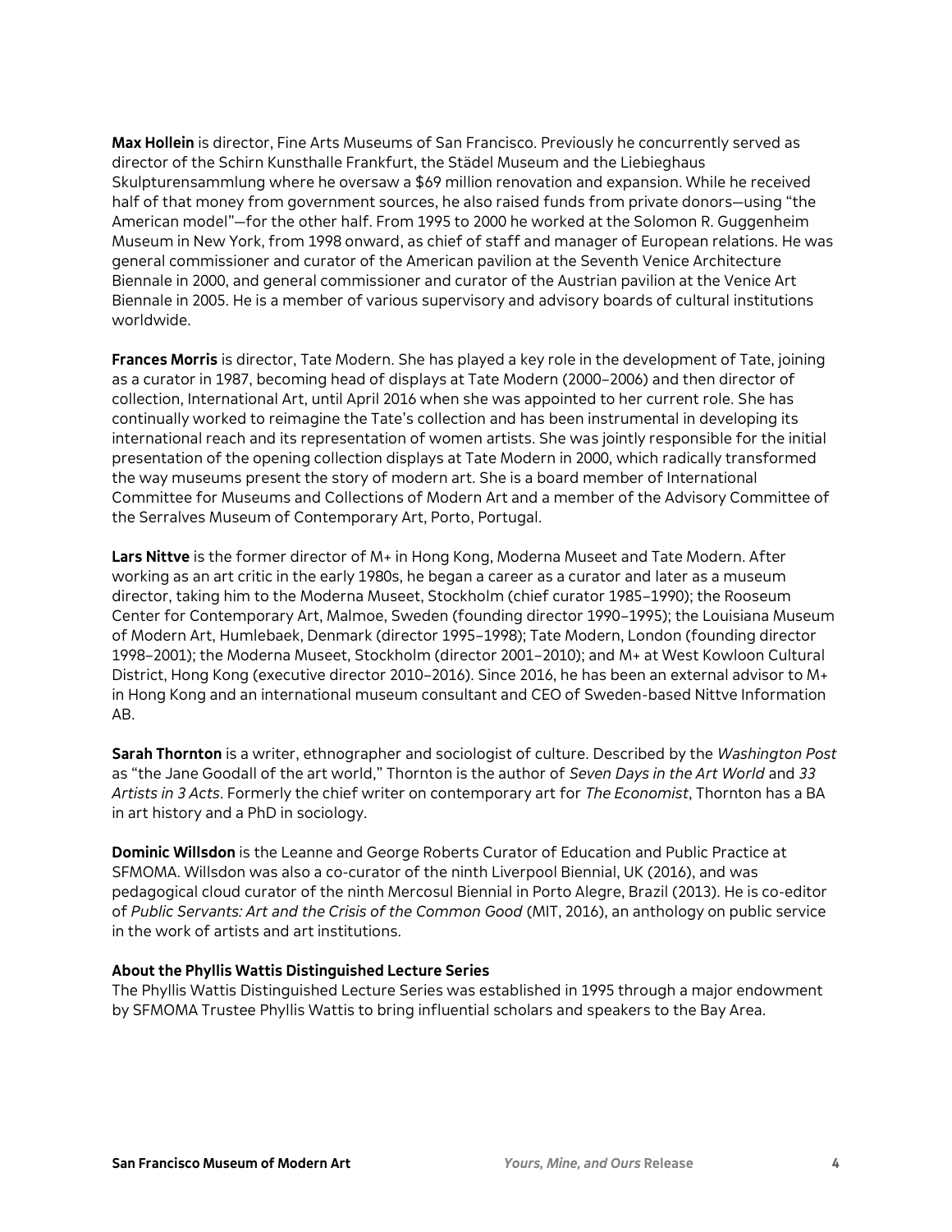**Max Hollein** is director, Fine Arts Museums of San Francisco. Previously he concurrently served as director of the Schirn Kunsthalle Frankfurt, the Städel Museum and the Liebieghaus Skulpturensammlung where he oversaw a $69 million renovation and expansion. While he received half of that money from government sources, he also raised funds from private donors—using "the American model"—for the other half. From 1995 to 2000 he worked at the Solomon R. Guggenheim Museum in New York, from 1998 onward, as chief of staff and manager of European relations. He was general commissioner and curator of the American pavilion at the Seventh Venice Architecture Biennale in 2000, and general commissioner and curator of the Austrian pavilion at the Venice Art Biennale in 2005. He is a member of various supervisory and advisory boards of cultural institutions worldwide.

**Frances Morris** is director, Tate Modern. She has played a key role in the development of Tate, joining as a curator in 1987, becoming head of displays at Tate Modern (2000–2006) and then director of collection, International Art, until April 2016 when she was appointed to her current role. She has continually worked to reimagine the Tate's collection and has been instrumental in developing its international reach and its representation of women artists. She was jointly responsible for the initial presentation of the opening collection displays at Tate Modern in 2000, which radically transformed the way museums present the story of modern art. She is a board member of International Committee for Museums and Collections of Modern Art and a member of the Advisory Committee of the Serralves Museum of Contemporary Art, Porto, Portugal.

**Lars Nittve** is the former director of M+ in Hong Kong, Moderna Museet and Tate Modern. After working as an art critic in the early 1980s, he began a career as a curator and later as a museum director, taking him to the Moderna Museet, Stockholm (chief curator 1985–1990); the Rooseum Center for Contemporary Art, Malmoe, Sweden (founding director 1990–1995); the Louisiana Museum of Modern Art, Humlebaek, Denmark (director 1995–1998); Tate Modern, London (founding director 1998–2001); the Moderna Museet, Stockholm (director 2001–2010); and M+ at West Kowloon Cultural District, Hong Kong (executive director 2010–2016). Since 2016, he has been an external advisor to M+ in Hong Kong and an international museum consultant and CEO of Sweden-based Nittve Information AB.

**Sarah Thornton** is a writer, ethnographer and sociologist of culture. Described by the *Washington Post* as "the Jane Goodall of the art world," Thornton is the author of *Seven Days in the Art World* and *33 Artists in 3 Acts*. Formerly the chief writer on contemporary art for *The Economist*, Thornton has a BA in art history and a PhD in sociology.

**Dominic Willsdon** is the Leanne and George Roberts Curator of Education and Public Practice at SFMOMA. Willsdon was also a co-curator of the ninth Liverpool Biennial, UK (2016), and was pedagogical cloud curator of the ninth Mercosul Biennial in Porto Alegre, Brazil (2013). He is co-editor of *Public Servants: Art and the Crisis of the Common Good* (MIT, 2016), an anthology on public service in the work of artists and art institutions.

**About the Phyllis Wattis Distinguished Lecture Series**

The Phyllis Wattis Distinguished Lecture Series was established in 1995 through a major endowment by SFMOMA Trustee Phyllis Wattis to bring influential scholars and speakers to the Bay Area.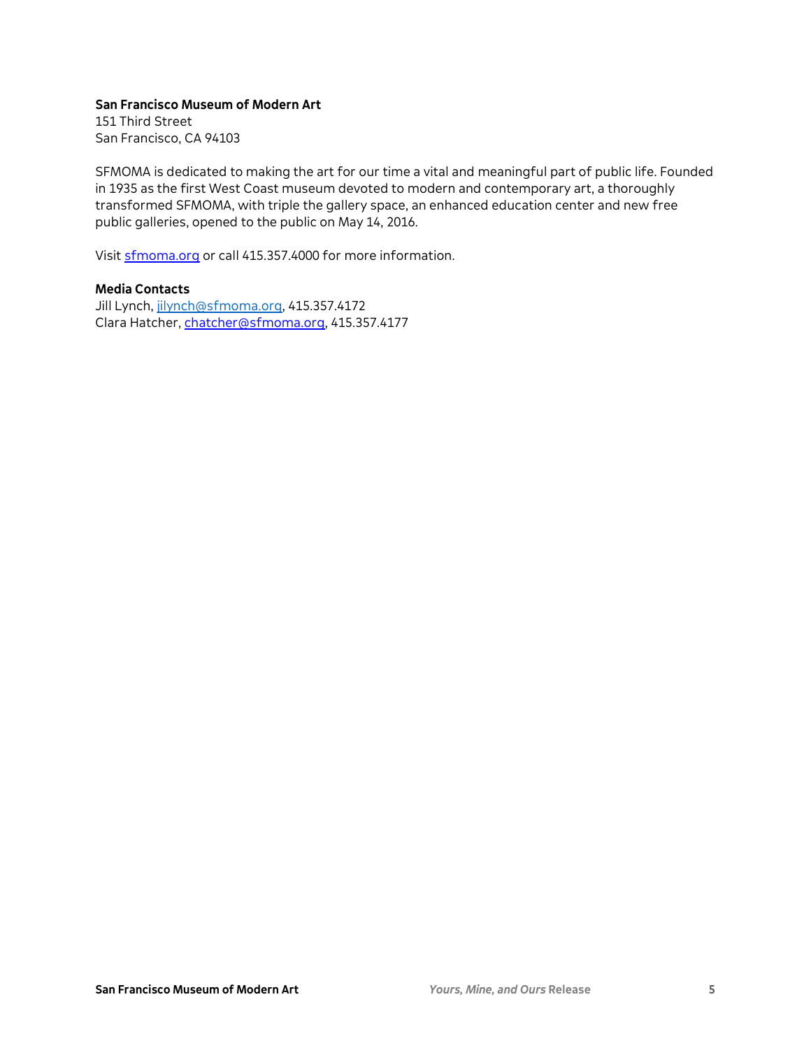**San Francisco Museum of Modern Art**
151 Third Street
San Francisco, CA 94103

SFMOMA is dedicated to making the art for our time a vital and meaningful part of public life. Founded in 1935 as the first West Coast museum devoted to modern and contemporary art, a thoroughly transformed SFMOMA, with triple the gallery space, an enhanced education center and new free public galleries, opened to the public on May 14, 2016.

Visit sfmoma.org or call 415.357.4000 for more information.

**Media Contacts**
Jill Lynch, jilynch@sfmoma.org, 415.357.4172
Clara Hatcher, chatcher@sfmoma.org, 415.357.4177